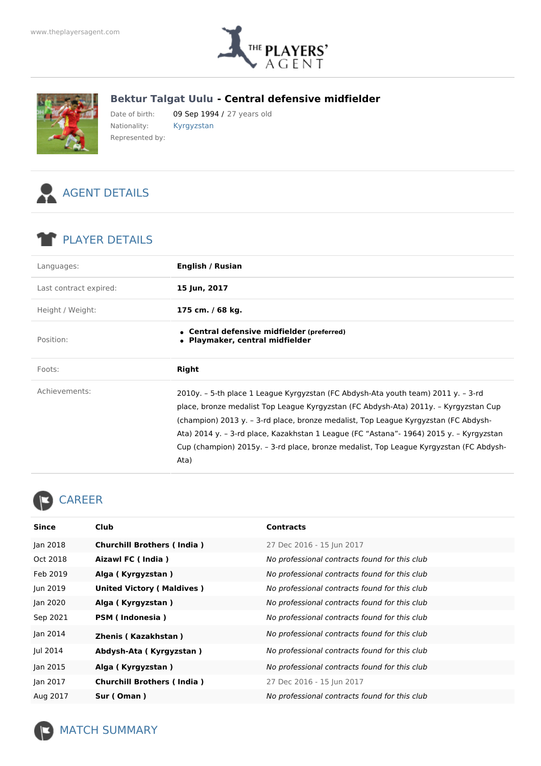www.theplayersagent.com

# Bektur Talgat Uulu - Central defensive midfielder

Date of birth: 09 Sep 1994 / 27 years old
Nationality: Kyrgyzstan
Represented by:

## AGENT DETAILS

## PLAYER DETAILS

| | |
|---|---|
| Languages: | **English / Rusian** |
| Last contract expired: | **15 Jun, 2017** |
| Height / Weight: | **175 cm. / 68 kg.** |
| Position: | • **Central defensive midfielder (preferred)**<br>• **Playmaker, central midfielder** |
| Foots: | **Right** |
| Achievements: | 2010y. – 5-th place 1 League Kyrgyzstan (FC Abdysh-Ata youth team) 2011 y. – 3-rd place, bronze medalist Top League Kyrgyzstan (FC Abdysh-Ata) 2011y. – Kyrgyzstan Cup (champion) 2013 y. – 3-rd place, bronze medalist, Top League Kyrgyzstan (FC Abdysh-Ata) 2014 y. – 3-rd place, Kazakhstan 1 League (FC "Astana"- 1964) 2015 y. – Kyrgyzstan Cup (champion) 2015y. – 3-rd place, bronze medalist, Top League Kyrgyzstan (FC Abdysh-Ata) |

## CAREER

| Since | Club | Contracts |
|---|---|---|
| Jan 2018 | **Churchill Brothers ( India )** | 27 Dec 2016 - 15 Jun 2017 |
| Oct 2018 | **Aizawl FC ( India )** | *No professional contracts found for this club* |
| Feb 2019 | **Alga ( Kyrgyzstan )** | *No professional contracts found for this club* |
| Jun 2019 | **United Victory ( Maldives )** | *No professional contracts found for this club* |
| Jan 2020 | **Alga ( Kyrgyzstan )** | *No professional contracts found for this club* |
| Sep 2021 | **PSM ( Indonesia )** | *No professional contracts found for this club* |
| Jan 2014 | **Zhenis ( Kazakhstan )** | *No professional contracts found for this club* |
| Jul 2014 | **Abdysh-Ata ( Kyrgyzstan )** | *No professional contracts found for this club* |
| Jan 2015 | **Alga ( Kyrgyzstan )** | *No professional contracts found for this club* |
| Jan 2017 | **Churchill Brothers ( India )** | 27 Dec 2016 - 15 Jun 2017 |
| Aug 2017 | **Sur ( Oman )** | *No professional contracts found for this club* |

## MATCH SUMMARY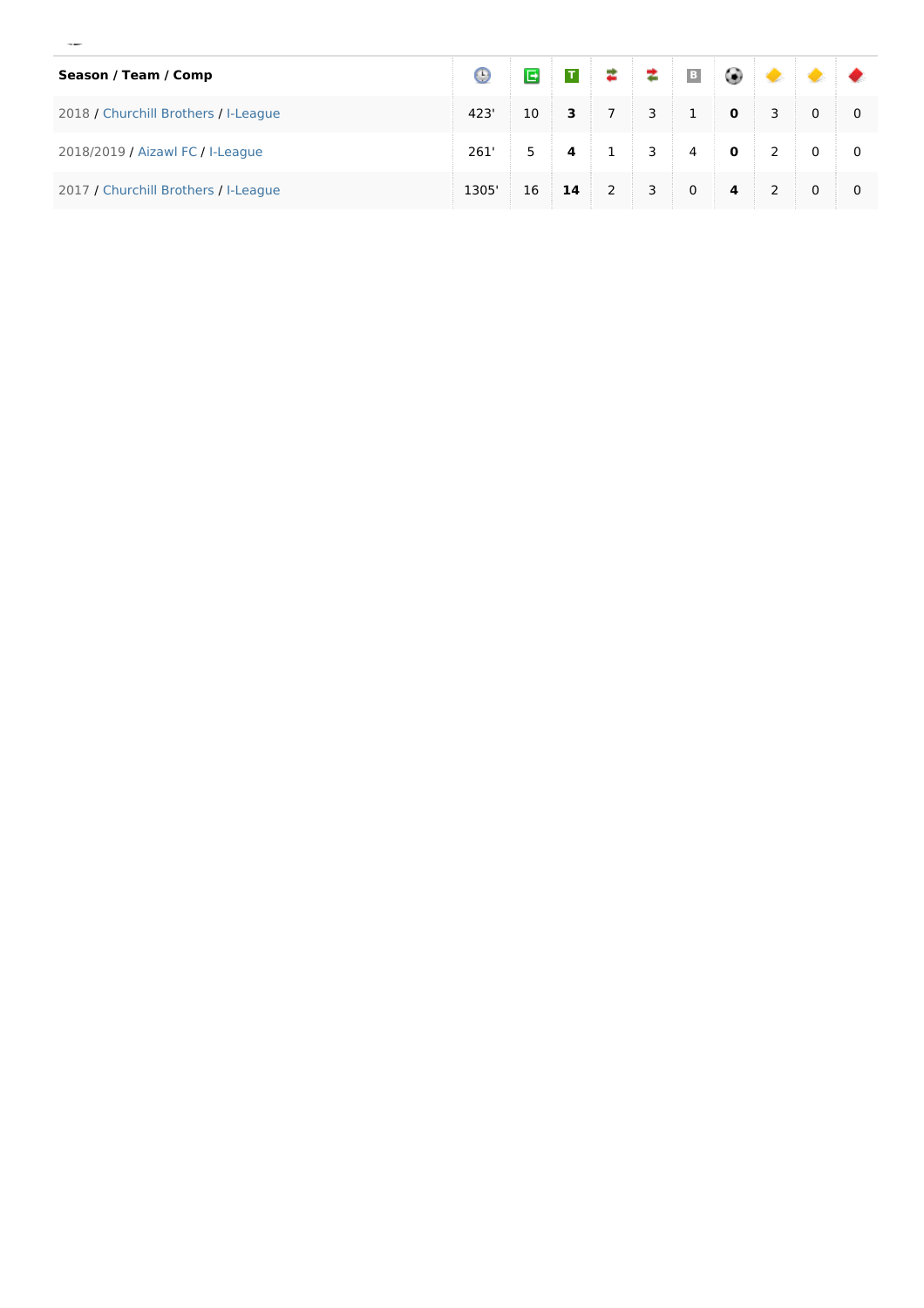| Season / Team / Comp | | | | | | | | | | |
|---|---|---|---|---|---|---|---|---|---|---|
| 2018 / Churchill Brothers / I-League | 423' | 10 | **3** | 7 | 3 | 1 | **0** | 3 | 0 | 0 |
| 2018/2019 / Aizawl FC / I-League | 261' | 5 | **4** | 1 | 3 | 4 | **0** | 2 | 0 | 0 |
| 2017 / Churchill Brothers / I-League | 1305' | 16 | **14** | 2 | 3 | 0 | **4** | 2 | 0 | 0 |